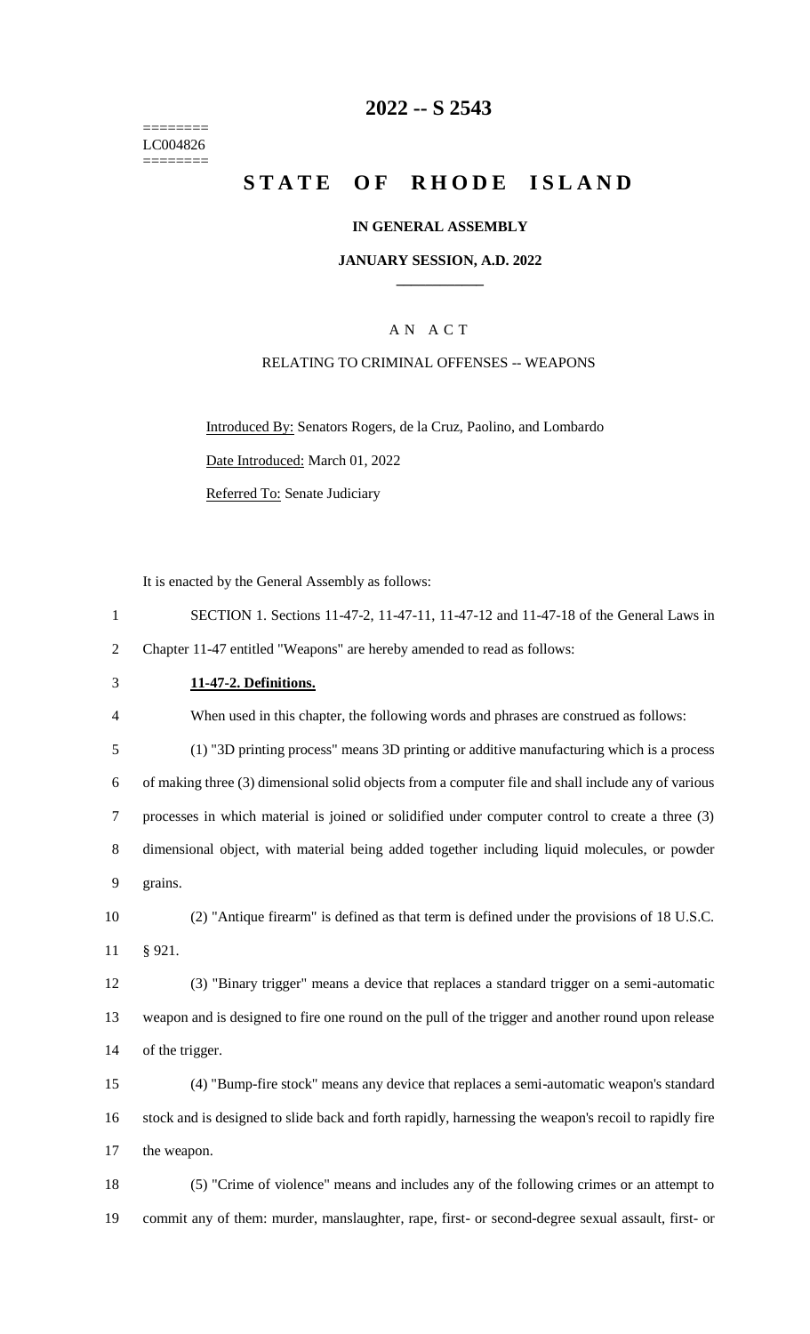========
LC004826
========

# 2022 -- S 2543

# STATE OF RHODE ISLAND

**IN GENERAL ASSEMBLY**

**JANUARY SESSION, A.D. 2022**

____________

A N A C T

RELATING TO CRIMINAL OFFENSES -- WEAPONS

Introduced By: Senators Rogers, de la Cruz, Paolino, and Lombardo

Date Introduced: March 01, 2022

Referred To: Senate Judiciary

It is enacted by the General Assembly as follows:

SECTION 1. Sections 11-47-2, 11-47-11, 11-47-12 and 11-47-18 of the General Laws in Chapter 11-47 entitled "Weapons" are hereby amended to read as follows:

**11-47-2. Definitions.**

When used in this chapter, the following words and phrases are construed as follows:

(1) "3D printing process" means 3D printing or additive manufacturing which is a process of making three (3) dimensional solid objects from a computer file and shall include any of various processes in which material is joined or solidified under computer control to create a three (3) dimensional object, with material being added together including liquid molecules, or powder grains.

(2) "Antique firearm" is defined as that term is defined under the provisions of 18 U.S.C. § 921.

(3) "Binary trigger" means a device that replaces a standard trigger on a semi-automatic weapon and is designed to fire one round on the pull of the trigger and another round upon release of the trigger.

(4) "Bump-fire stock" means any device that replaces a semi-automatic weapon's standard stock and is designed to slide back and forth rapidly, harnessing the weapon's recoil to rapidly fire the weapon.

(5) "Crime of violence" means and includes any of the following crimes or an attempt to commit any of them: murder, manslaughter, rape, first- or second-degree sexual assault, first- or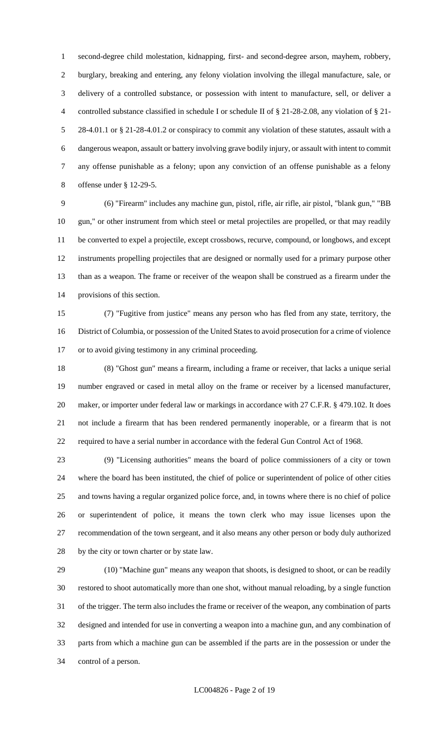second-degree child molestation, kidnapping, first- and second-degree arson, mayhem, robbery, burglary, breaking and entering, any felony violation involving the illegal manufacture, sale, or delivery of a controlled substance, or possession with intent to manufacture, sell, or deliver a controlled substance classified in schedule I or schedule II of § 21-28-2.08, any violation of § 21-28-4.01.1 or § 21-28-4.01.2 or conspiracy to commit any violation of these statutes, assault with a dangerous weapon, assault or battery involving grave bodily injury, or assault with intent to commit any offense punishable as a felony; upon any conviction of an offense punishable as a felony offense under § 12-29-5.

(6) "Firearm" includes any machine gun, pistol, rifle, air rifle, air pistol, "blank gun," "BB gun," or other instrument from which steel or metal projectiles are propelled, or that may readily be converted to expel a projectile, except crossbows, recurve, compound, or longbows, and except instruments propelling projectiles that are designed or normally used for a primary purpose other than as a weapon. The frame or receiver of the weapon shall be construed as a firearm under the provisions of this section.

(7) "Fugitive from justice" means any person who has fled from any state, territory, the District of Columbia, or possession of the United States to avoid prosecution for a crime of violence or to avoid giving testimony in any criminal proceeding.

(8) "Ghost gun" means a firearm, including a frame or receiver, that lacks a unique serial number engraved or cased in metal alloy on the frame or receiver by a licensed manufacturer, maker, or importer under federal law or markings in accordance with 27 C.F.R. § 479.102. It does not include a firearm that has been rendered permanently inoperable, or a firearm that is not required to have a serial number in accordance with the federal Gun Control Act of 1968.

(9) "Licensing authorities" means the board of police commissioners of a city or town where the board has been instituted, the chief of police or superintendent of police of other cities and towns having a regular organized police force, and, in towns where there is no chief of police or superintendent of police, it means the town clerk who may issue licenses upon the recommendation of the town sergeant, and it also means any other person or body duly authorized by the city or town charter or by state law.

(10) "Machine gun" means any weapon that shoots, is designed to shoot, or can be readily restored to shoot automatically more than one shot, without manual reloading, by a single function of the trigger. The term also includes the frame or receiver of the weapon, any combination of parts designed and intended for use in converting a weapon into a machine gun, and any combination of parts from which a machine gun can be assembled if the parts are in the possession or under the control of a person.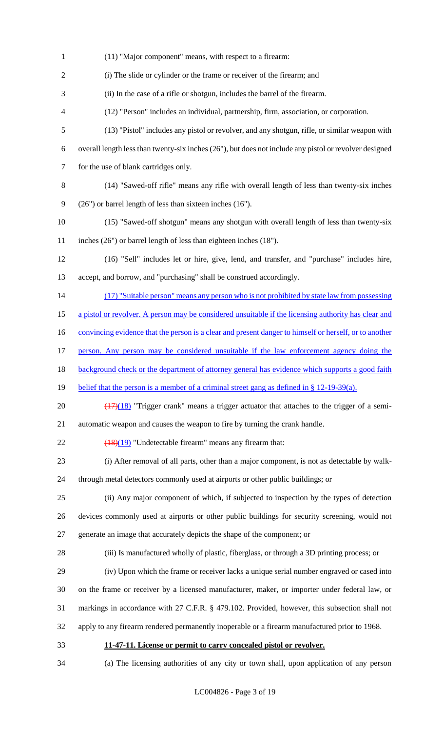(11) "Major component" means, with respect to a firearm:

(i) The slide or cylinder or the frame or receiver of the firearm; and

(ii) In the case of a rifle or shotgun, includes the barrel of the firearm.

(12) "Person" includes an individual, partnership, firm, association, or corporation.

(13) "Pistol" includes any pistol or revolver, and any shotgun, rifle, or similar weapon with overall length less than twenty-six inches (26"), but does not include any pistol or revolver designed for the use of blank cartridges only.

(14) "Sawed-off rifle" means any rifle with overall length of less than twenty-six inches (26") or barrel length of less than sixteen inches (16").

(15) "Sawed-off shotgun" means any shotgun with overall length of less than twenty-six inches (26") or barrel length of less than eighteen inches (18").

(16) "Sell" includes let or hire, give, lend, and transfer, and "purchase" includes hire, accept, and borrow, and "purchasing" shall be construed accordingly.

(17) "Suitable person" means any person who is not prohibited by state law from possessing a pistol or revolver. A person may be considered unsuitable if the licensing authority has clear and convincing evidence that the person is a clear and present danger to himself or herself, or to another person. Any person may be considered unsuitable if the law enforcement agency doing the background check or the department of attorney general has evidence which supports a good faith belief that the person is a member of a criminal street gang as defined in § 12-19-39(a).

~~(17)~~(18) "Trigger crank" means a trigger actuator that attaches to the trigger of a semi-automatic weapon and causes the weapon to fire by turning the crank handle.

~~(18)~~(19) "Undetectable firearm" means any firearm that:

(i) After removal of all parts, other than a major component, is not as detectable by walk-through metal detectors commonly used at airports or other public buildings; or

(ii) Any major component of which, if subjected to inspection by the types of detection devices commonly used at airports or other public buildings for security screening, would not generate an image that accurately depicts the shape of the component; or

(iii) Is manufactured wholly of plastic, fiberglass, or through a 3D printing process; or

(iv) Upon which the frame or receiver lacks a unique serial number engraved or cased into on the frame or receiver by a licensed manufacturer, maker, or importer under federal law, or markings in accordance with 27 C.F.R. § 479.102. Provided, however, this subsection shall not apply to any firearm rendered permanently inoperable or a firearm manufactured prior to 1968.

**11-47-11. License or permit to carry concealed pistol or revolver.**

(a) The licensing authorities of any city or town shall, upon application of any person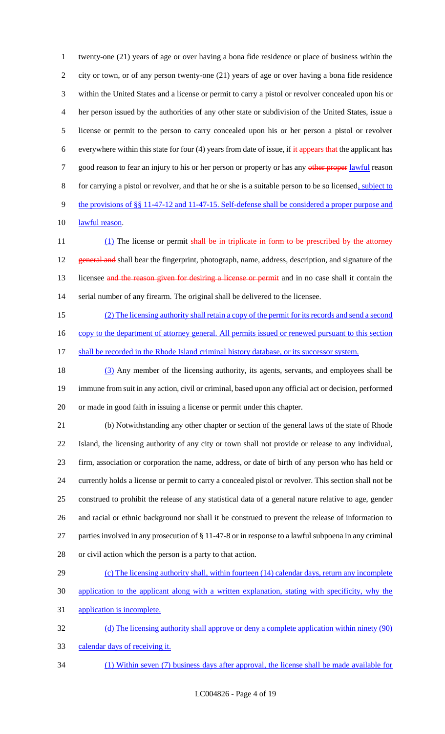twenty-one (21) years of age or over having a bona fide residence or place of business within the city or town, or of any person twenty-one (21) years of age or over having a bona fide residence within the United States and a license or permit to carry a pistol or revolver concealed upon his or her person issued by the authorities of any other state or subdivision of the United States, issue a license or permit to the person to carry concealed upon his or her person a pistol or revolver everywhere within this state for four (4) years from date of issue, if ~~it appears that~~ the applicant has good reason to fear an injury to his or her person or property or has any ~~other proper~~ lawful reason for carrying a pistol or revolver, and that he or she is a suitable person to be so licensed, subject to the provisions of §§ 11-47-12 and 11-47-15. Self-defense shall be considered a proper purpose and lawful reason.

(1) The license or permit ~~shall be in triplicate in form to be prescribed by the attorney general and~~ shall bear the fingerprint, photograph, name, address, description, and signature of the licensee ~~and the reason given for desiring a license or permit~~ and in no case shall it contain the serial number of any firearm. The original shall be delivered to the licensee.

(2) The licensing authority shall retain a copy of the permit for its records and send a second copy to the department of attorney general. All permits issued or renewed pursuant to this section shall be recorded in the Rhode Island criminal history database, or its successor system.

(3) Any member of the licensing authority, its agents, servants, and employees shall be immune from suit in any action, civil or criminal, based upon any official act or decision, performed or made in good faith in issuing a license or permit under this chapter.

(b) Notwithstanding any other chapter or section of the general laws of the state of Rhode Island, the licensing authority of any city or town shall not provide or release to any individual, firm, association or corporation the name, address, or date of birth of any person who has held or currently holds a license or permit to carry a concealed pistol or revolver. This section shall not be construed to prohibit the release of any statistical data of a general nature relative to age, gender and racial or ethnic background nor shall it be construed to prevent the release of information to parties involved in any prosecution of § 11-47-8 or in response to a lawful subpoena in any criminal or civil action which the person is a party to that action.

(c) The licensing authority shall, within fourteen (14) calendar days, return any incomplete application to the applicant along with a written explanation, stating with specificity, why the application is incomplete.

(d) The licensing authority shall approve or deny a complete application within ninety (90) calendar days of receiving it.

(1) Within seven (7) business days after approval, the license shall be made available for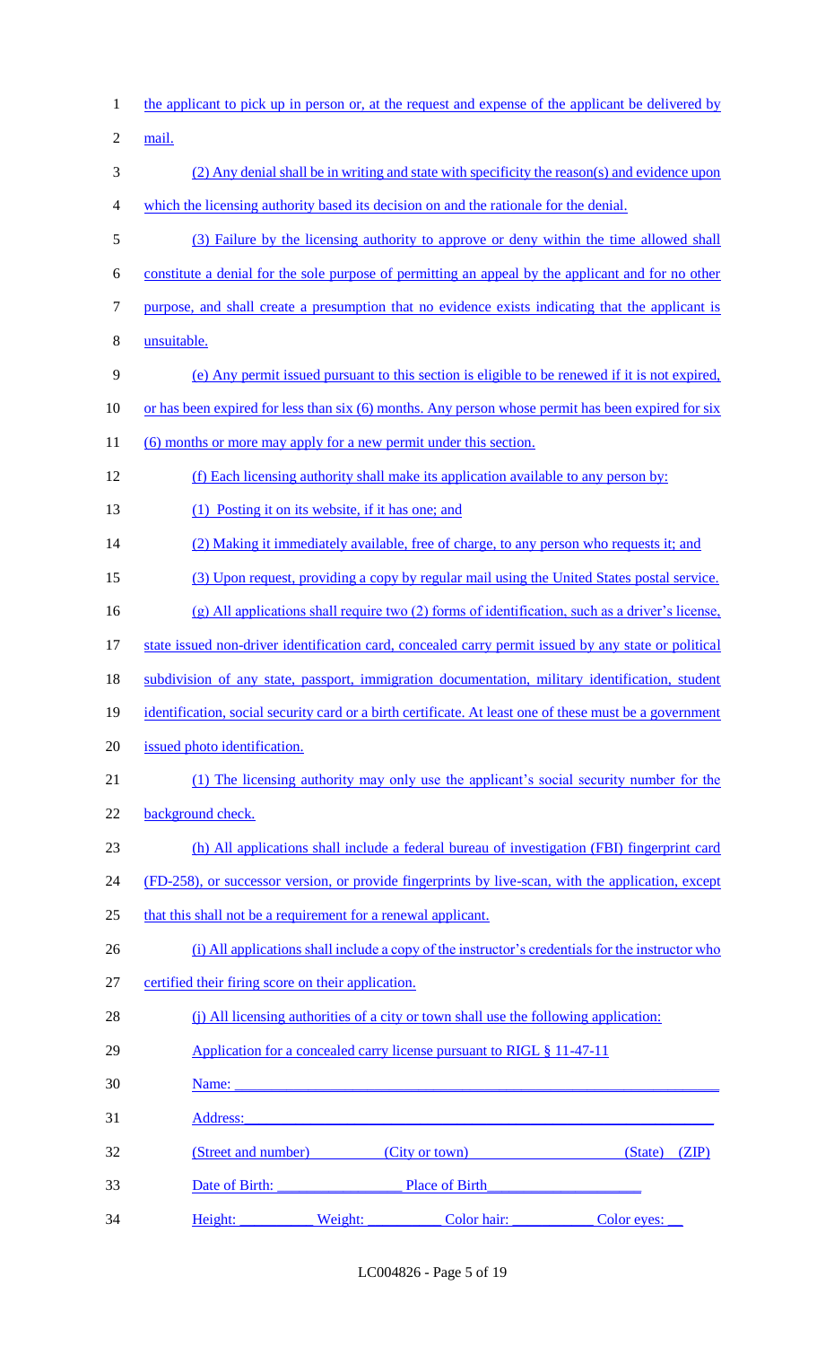the applicant to pick up in person or, at the request and expense of the applicant be delivered by mail.

(2) Any denial shall be in writing and state with specificity the reason(s) and evidence upon which the licensing authority based its decision on and the rationale for the denial.

(3) Failure by the licensing authority to approve or deny within the time allowed shall constitute a denial for the sole purpose of permitting an appeal by the applicant and for no other purpose, and shall create a presumption that no evidence exists indicating that the applicant is unsuitable.

(e) Any permit issued pursuant to this section is eligible to be renewed if it is not expired, or has been expired for less than six (6) months. Any person whose permit has been expired for six (6) months or more may apply for a new permit under this section.

(f) Each licensing authority shall make its application available to any person by:

(1) Posting it on its website, if it has one; and

(2) Making it immediately available, free of charge, to any person who requests it; and

(3) Upon request, providing a copy by regular mail using the United States postal service.

(g) All applications shall require two (2) forms of identification, such as a driver's license, state issued non-driver identification card, concealed carry permit issued by any state or political subdivision of any state, passport, immigration documentation, military identification, student identification, social security card or a birth certificate. At least one of these must be a government issued photo identification.

(1) The licensing authority may only use the applicant's social security number for the background check.

(h) All applications shall include a federal bureau of investigation (FBI) fingerprint card (FD-258), or successor version, or provide fingerprints by live-scan, with the application, except that this shall not be a requirement for a renewal applicant.

(i) All applications shall include a copy of the instructor's credentials for the instructor who certified their firing score on their application.

(j) All licensing authorities of a city or town shall use the following application:

Application for a concealed carry license pursuant to RIGL § 11-47-11

Name: ____________________________________________________________

Address: __________________________________________________________

(Street and number)　　　(City or town)　　　　　　(State)　(ZIP)

Date of Birth: ________________ Place of Birth____________________

Height: __________ Weight: __________ Color hair: ___________ Color eyes: __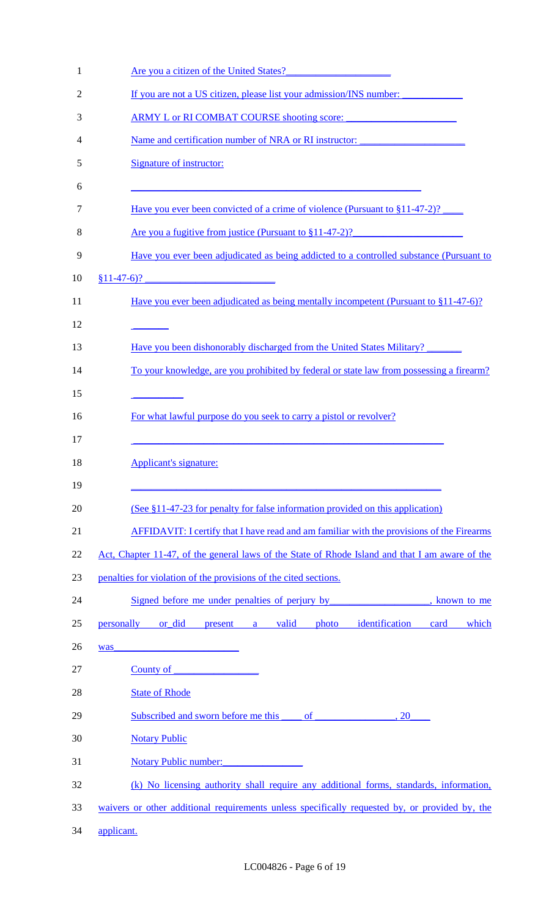Are you a citizen of the United States?____________________

If you are not a US citizen, please list your admission/INS number: ____________

ARMY L or RI COMBAT COURSE shooting score: ______________________

Name and certification number of NRA or RI instructor: ____________________

Signature of instructor:

________________________________________________________

Have you ever been convicted of a crime of violence (Pursuant to §11-47-2)? ____

Are you a fugitive from justice (Pursuant to §11-47-2)?_____________________

Have you ever been adjudicated as being addicted to a controlled substance (Pursuant to §11-47-6)? _________________________

Have you ever been adjudicated as being mentally incompetent (Pursuant to §11-47-6)?

_______

Have you been dishonorably discharged from the United States Military? _______

To your knowledge, are you prohibited by federal or state law from possessing a firearm?

_________

For what lawful purpose do you seek to carry a pistol or revolver?

__________________________________________________________

Applicant's signature:

__________________________________________________________

(See §11-47-23 for penalty for false information provided on this application)

AFFIDAVIT: I certify that I have read and am familiar with the provisions of the Firearms Act, Chapter 11-47, of the general laws of the State of Rhode Island and that I am aware of the penalties for violation of the provisions of the cited sections.

Signed before me under penalties of perjury by____________________, known to me personally or did present a valid photo identification card which was_________________________

County of ________________

State of Rhode

Subscribed and sworn before me this ____ of _______________, 20____

Notary Public

Notary Public number:________________

(k) No licensing authority shall require any additional forms, standards, information, waivers or other additional requirements unless specifically requested by, or provided by, the applicant.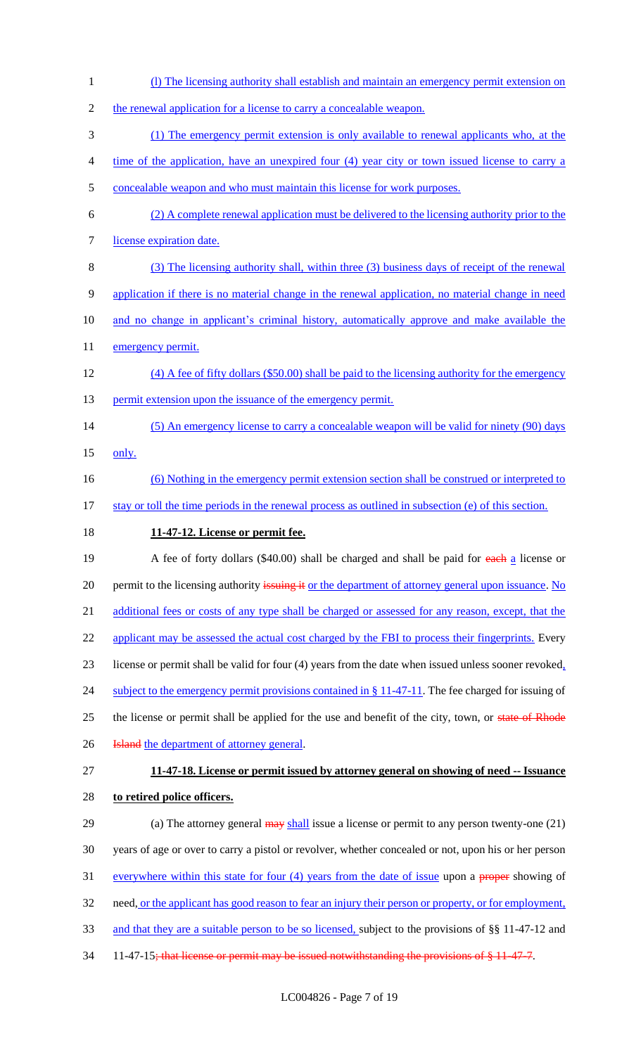(l) The licensing authority shall establish and maintain an emergency permit extension on the renewal application for a license to carry a concealable weapon.

(1) The emergency permit extension is only available to renewal applicants who, at the time of the application, have an unexpired four (4) year city or town issued license to carry a concealable weapon and who must maintain this license for work purposes.

(2) A complete renewal application must be delivered to the licensing authority prior to the license expiration date.

(3) The licensing authority shall, within three (3) business days of receipt of the renewal application if there is no material change in the renewal application, no material change in need and no change in applicant's criminal history, automatically approve and make available the emergency permit.

(4) A fee of fifty dollars ($50.00) shall be paid to the licensing authority for the emergency permit extension upon the issuance of the emergency permit.

(5) An emergency license to carry a concealable weapon will be valid for ninety (90) days only.

(6) Nothing in the emergency permit extension section shall be construed or interpreted to stay or toll the time periods in the renewal process as outlined in subsection (e) of this section.

**11-47-12. License or permit fee.**

A fee of forty dollars ($40.00) shall be charged and shall be paid for ~~each~~ a license or permit to the licensing authority ~~issuing it~~ or the department of attorney general upon issuance. No additional fees or costs of any type shall be charged or assessed for any reason, except, that the applicant may be assessed the actual cost charged by the FBI to process their fingerprints. Every license or permit shall be valid for four (4) years from the date when issued unless sooner revoked, subject to the emergency permit provisions contained in § 11-47-11. The fee charged for issuing of the license or permit shall be applied for the use and benefit of the city, town, or ~~state of Rhode Island~~ the department of attorney general.

**11-47-18. License or permit issued by attorney general on showing of need -- Issuance to retired police officers.**

(a) The attorney general ~~may~~ shall issue a license or permit to any person twenty-one (21) years of age or over to carry a pistol or revolver, whether concealed or not, upon his or her person everywhere within this state for four (4) years from the date of issue upon a ~~proper~~ showing of need, or the applicant has good reason to fear an injury their person or property, or for employment, and that they are a suitable person to be so licensed, subject to the provisions of §§ 11-47-12 and 11-47-15~~; that license or permit may be issued notwithstanding the provisions of § 11-47-7~~.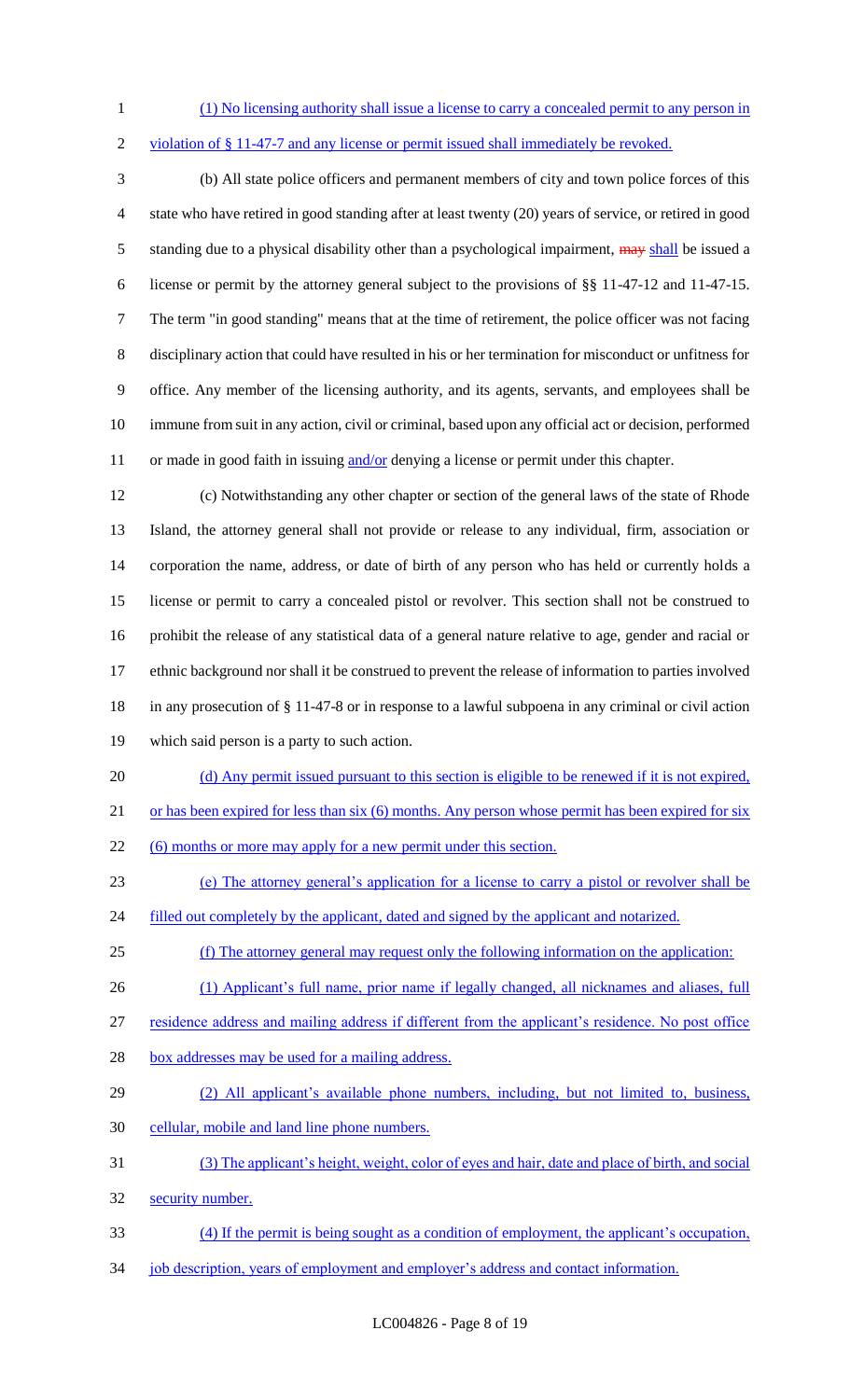(1) No licensing authority shall issue a license to carry a concealed permit to any person in violation of § 11-47-7 and any license or permit issued shall immediately be revoked.

(b) All state police officers and permanent members of city and town police forces of this state who have retired in good standing after at least twenty (20) years of service, or retired in good standing due to a physical disability other than a psychological impairment, ~~may~~ shall be issued a license or permit by the attorney general subject to the provisions of §§ 11-47-12 and 11-47-15. The term "in good standing" means that at the time of retirement, the police officer was not facing disciplinary action that could have resulted in his or her termination for misconduct or unfitness for office. Any member of the licensing authority, and its agents, servants, and employees shall be immune from suit in any action, civil or criminal, based upon any official act or decision, performed or made in good faith in issuing and/or denying a license or permit under this chapter.

(c) Notwithstanding any other chapter or section of the general laws of the state of Rhode Island, the attorney general shall not provide or release to any individual, firm, association or corporation the name, address, or date of birth of any person who has held or currently holds a license or permit to carry a concealed pistol or revolver. This section shall not be construed to prohibit the release of any statistical data of a general nature relative to age, gender and racial or ethnic background nor shall it be construed to prevent the release of information to parties involved in any prosecution of § 11-47-8 or in response to a lawful subpoena in any criminal or civil action which said person is a party to such action.

(d) Any permit issued pursuant to this section is eligible to be renewed if it is not expired, or has been expired for less than six (6) months. Any person whose permit has been expired for six (6) months or more may apply for a new permit under this section.

(e) The attorney general's application for a license to carry a pistol or revolver shall be filled out completely by the applicant, dated and signed by the applicant and notarized.

(f) The attorney general may request only the following information on the application:

(1) Applicant's full name, prior name if legally changed, all nicknames and aliases, full residence address and mailing address if different from the applicant's residence. No post office box addresses may be used for a mailing address.

(2) All applicant's available phone numbers, including, but not limited to, business, cellular, mobile and land line phone numbers.

(3) The applicant's height, weight, color of eyes and hair, date and place of birth, and social security number.

(4) If the permit is being sought as a condition of employment, the applicant's occupation, job description, years of employment and employer's address and contact information.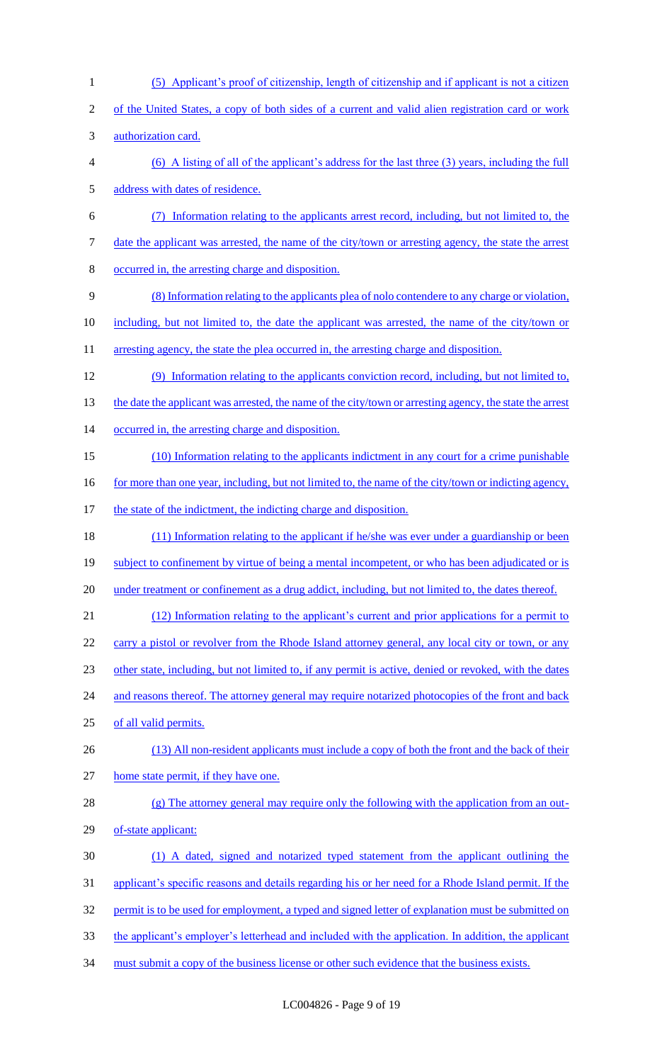(5) Applicant's proof of citizenship, length of citizenship and if applicant is not a citizen of the United States, a copy of both sides of a current and valid alien registration card or work authorization card.

(6) A listing of all of the applicant's address for the last three (3) years, including the full address with dates of residence.

(7) Information relating to the applicants arrest record, including, but not limited to, the date the applicant was arrested, the name of the city/town or arresting agency, the state the arrest occurred in, the arresting charge and disposition.

(8) Information relating to the applicants plea of nolo contendere to any charge or violation, including, but not limited to, the date the applicant was arrested, the name of the city/town or arresting agency, the state the plea occurred in, the arresting charge and disposition.

(9) Information relating to the applicants conviction record, including, but not limited to, the date the applicant was arrested, the name of the city/town or arresting agency, the state the arrest occurred in, the arresting charge and disposition.

(10) Information relating to the applicants indictment in any court for a crime punishable for more than one year, including, but not limited to, the name of the city/town or indicting agency, the state of the indictment, the indicting charge and disposition.

(11) Information relating to the applicant if he/she was ever under a guardianship or been subject to confinement by virtue of being a mental incompetent, or who has been adjudicated or is under treatment or confinement as a drug addict, including, but not limited to, the dates thereof.

(12) Information relating to the applicant's current and prior applications for a permit to carry a pistol or revolver from the Rhode Island attorney general, any local city or town, or any other state, including, but not limited to, if any permit is active, denied or revoked, with the dates and reasons thereof. The attorney general may require notarized photocopies of the front and back of all valid permits.

(13) All non-resident applicants must include a copy of both the front and the back of their home state permit, if they have one.

(g) The attorney general may require only the following with the application from an out-of-state applicant:

(1) A dated, signed and notarized typed statement from the applicant outlining the applicant's specific reasons and details regarding his or her need for a Rhode Island permit. If the permit is to be used for employment, a typed and signed letter of explanation must be submitted on the applicant's employer's letterhead and included with the application. In addition, the applicant must submit a copy of the business license or other such evidence that the business exists.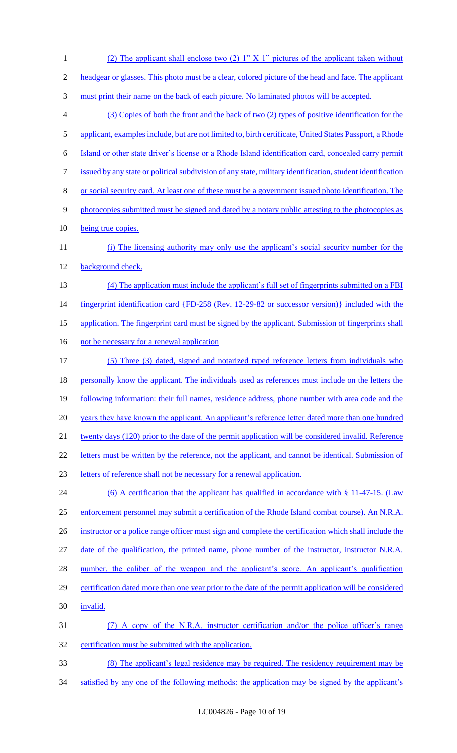(2) The applicant shall enclose two (2) 1" X 1" pictures of the applicant taken without headgear or glasses. This photo must be a clear, colored picture of the head and face. The applicant must print their name on the back of each picture. No laminated photos will be accepted.

(3) Copies of both the front and the back of two (2) types of positive identification for the applicant, examples include, but are not limited to, birth certificate, United States Passport, a Rhode Island or other state driver's license or a Rhode Island identification card, concealed carry permit issued by any state or political subdivision of any state, military identification, student identification or social security card. At least one of these must be a government issued photo identification. The photocopies submitted must be signed and dated by a notary public attesting to the photocopies as being true copies.

(i) The licensing authority may only use the applicant's social security number for the background check.

(4) The application must include the applicant's full set of fingerprints submitted on a FBI fingerprint identification card {FD-258 (Rev. 12-29-82 or successor version)} included with the application. The fingerprint card must be signed by the applicant. Submission of fingerprints shall not be necessary for a renewal application

(5) Three (3) dated, signed and notarized typed reference letters from individuals who personally know the applicant. The individuals used as references must include on the letters the following information: their full names, residence address, phone number with area code and the years they have known the applicant. An applicant's reference letter dated more than one hundred twenty days (120) prior to the date of the permit application will be considered invalid. Reference letters must be written by the reference, not the applicant, and cannot be identical. Submission of letters of reference shall not be necessary for a renewal application.

(6) A certification that the applicant has qualified in accordance with § 11-47-15. (Law enforcement personnel may submit a certification of the Rhode Island combat course). An N.R.A. instructor or a police range officer must sign and complete the certification which shall include the date of the qualification, the printed name, phone number of the instructor, instructor N.R.A. number, the caliber of the weapon and the applicant's score. An applicant's qualification certification dated more than one year prior to the date of the permit application will be considered invalid.

(7) A copy of the N.R.A. instructor certification and/or the police officer's range certification must be submitted with the application.

(8) The applicant's legal residence may be required. The residency requirement may be satisfied by any one of the following methods: the application may be signed by the applicant's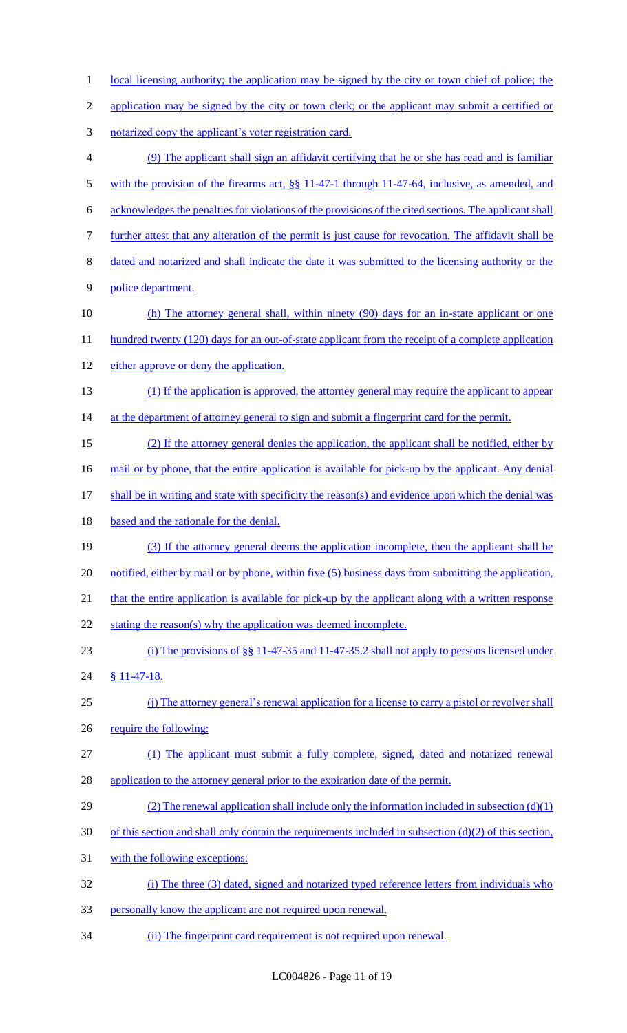local licensing authority; the application may be signed by the city or town chief of police; the application may be signed by the city or town clerk; or the applicant may submit a certified or notarized copy the applicant's voter registration card.

(9) The applicant shall sign an affidavit certifying that he or she has read and is familiar with the provision of the firearms act, §§ 11-47-1 through 11-47-64, inclusive, as amended, and acknowledges the penalties for violations of the provisions of the cited sections. The applicant shall further attest that any alteration of the permit is just cause for revocation. The affidavit shall be dated and notarized and shall indicate the date it was submitted to the licensing authority or the police department.

(h) The attorney general shall, within ninety (90) days for an in-state applicant or one hundred twenty (120) days for an out-of-state applicant from the receipt of a complete application either approve or deny the application.

(1) If the application is approved, the attorney general may require the applicant to appear at the department of attorney general to sign and submit a fingerprint card for the permit.

(2) If the attorney general denies the application, the applicant shall be notified, either by mail or by phone, that the entire application is available for pick-up by the applicant. Any denial shall be in writing and state with specificity the reason(s) and evidence upon which the denial was based and the rationale for the denial.

(3) If the attorney general deems the application incomplete, then the applicant shall be notified, either by mail or by phone, within five (5) business days from submitting the application, that the entire application is available for pick-up by the applicant along with a written response stating the reason(s) why the application was deemed incomplete.

(i) The provisions of §§ 11-47-35 and 11-47-35.2 shall not apply to persons licensed under § 11-47-18.

(j) The attorney general's renewal application for a license to carry a pistol or revolver shall require the following:

(1) The applicant must submit a fully complete, signed, dated and notarized renewal application to the attorney general prior to the expiration date of the permit.

(2) The renewal application shall include only the information included in subsection (d)(1) of this section and shall only contain the requirements included in subsection (d)(2) of this section, with the following exceptions:

(i) The three (3) dated, signed and notarized typed reference letters from individuals who personally know the applicant are not required upon renewal.

(ii) The fingerprint card requirement is not required upon renewal.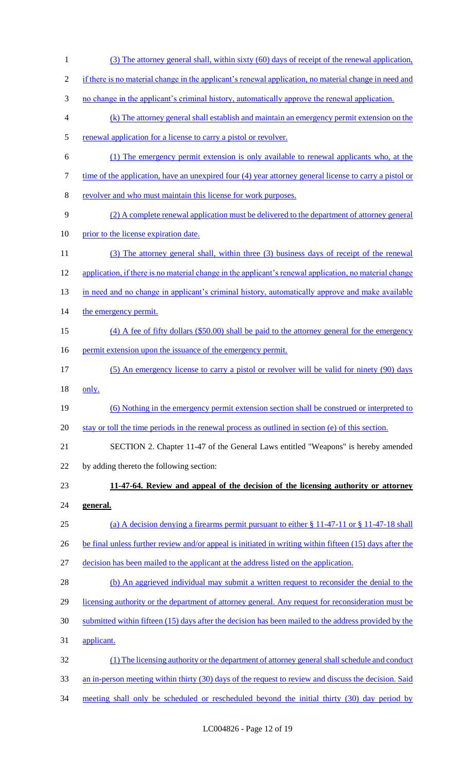(3) The attorney general shall, within sixty (60) days of receipt of the renewal application, if there is no material change in the applicant's renewal application, no material change in need and no change in the applicant's criminal history, automatically approve the renewal application.

(k) The attorney general shall establish and maintain an emergency permit extension on the renewal application for a license to carry a pistol or revolver.

(1) The emergency permit extension is only available to renewal applicants who, at the time of the application, have an unexpired four (4) year attorney general license to carry a pistol or revolver and who must maintain this license for work purposes.

(2) A complete renewal application must be delivered to the department of attorney general prior to the license expiration date.

(3) The attorney general shall, within three (3) business days of receipt of the renewal application, if there is no material change in the applicant's renewal application, no material change in need and no change in applicant's criminal history, automatically approve and make available the emergency permit.

(4) A fee of fifty dollars ($50.00) shall be paid to the attorney general for the emergency permit extension upon the issuance of the emergency permit.

(5) An emergency license to carry a pistol or revolver will be valid for ninety (90) days only.

(6) Nothing in the emergency permit extension section shall be construed or interpreted to stay or toll the time periods in the renewal process as outlined in section (e) of this section.

SECTION 2. Chapter 11-47 of the General Laws entitled "Weapons" is hereby amended by adding thereto the following section:

**11-47-64. Review and appeal of the decision of the licensing authority or attorney general.**

(a) A decision denying a firearms permit pursuant to either § 11-47-11 or § 11-47-18 shall be final unless further review and/or appeal is initiated in writing within fifteen (15) days after the decision has been mailed to the applicant at the address listed on the application.

(b) An aggrieved individual may submit a written request to reconsider the denial to the licensing authority or the department of attorney general. Any request for reconsideration must be submitted within fifteen (15) days after the decision has been mailed to the address provided by the applicant.

(1) The licensing authority or the department of attorney general shall schedule and conduct an in-person meeting within thirty (30) days of the request to review and discuss the decision. Said meeting shall only be scheduled or rescheduled beyond the initial thirty (30) day period by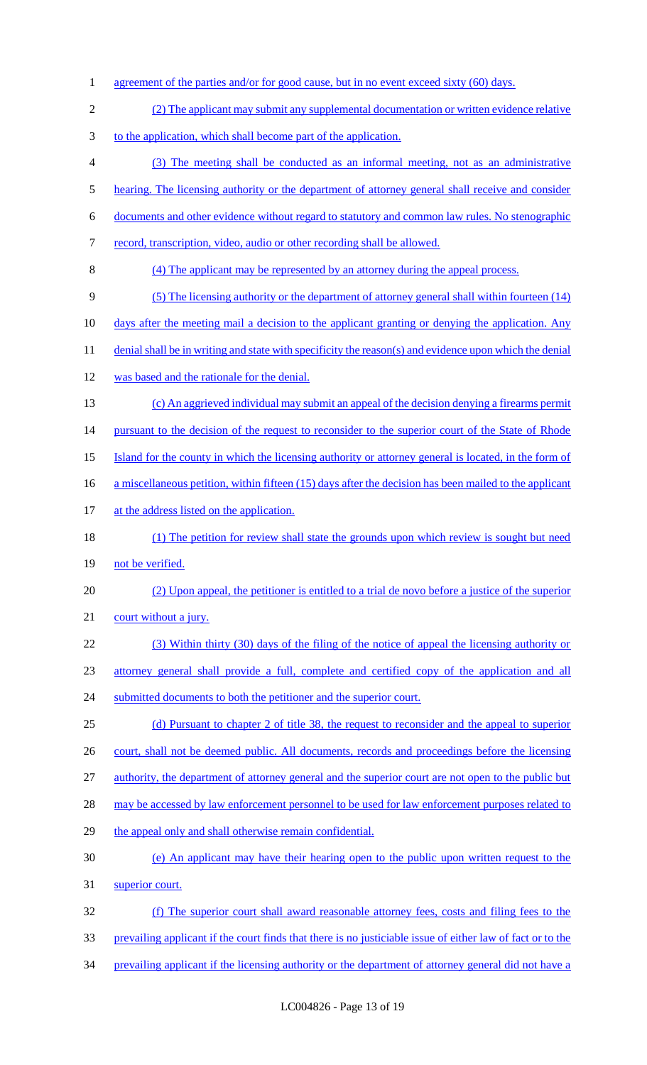agreement of the parties and/or for good cause, but in no event exceed sixty (60) days.

(2) The applicant may submit any supplemental documentation or written evidence relative to the application, which shall become part of the application.

(3) The meeting shall be conducted as an informal meeting, not as an administrative hearing. The licensing authority or the department of attorney general shall receive and consider documents and other evidence without regard to statutory and common law rules. No stenographic record, transcription, video, audio or other recording shall be allowed.

(4) The applicant may be represented by an attorney during the appeal process.

(5) The licensing authority or the department of attorney general shall within fourteen (14) days after the meeting mail a decision to the applicant granting or denying the application. Any denial shall be in writing and state with specificity the reason(s) and evidence upon which the denial was based and the rationale for the denial.

(c) An aggrieved individual may submit an appeal of the decision denying a firearms permit pursuant to the decision of the request to reconsider to the superior court of the State of Rhode Island for the county in which the licensing authority or attorney general is located, in the form of a miscellaneous petition, within fifteen (15) days after the decision has been mailed to the applicant at the address listed on the application.

(1) The petition for review shall state the grounds upon which review is sought but need not be verified.

(2) Upon appeal, the petitioner is entitled to a trial de novo before a justice of the superior court without a jury.

(3) Within thirty (30) days of the filing of the notice of appeal the licensing authority or attorney general shall provide a full, complete and certified copy of the application and all submitted documents to both the petitioner and the superior court.

(d) Pursuant to chapter 2 of title 38, the request to reconsider and the appeal to superior court, shall not be deemed public. All documents, records and proceedings before the licensing authority, the department of attorney general and the superior court are not open to the public but may be accessed by law enforcement personnel to be used for law enforcement purposes related to the appeal only and shall otherwise remain confidential.

(e) An applicant may have their hearing open to the public upon written request to the superior court.

(f) The superior court shall award reasonable attorney fees, costs and filing fees to the prevailing applicant if the court finds that there is no justiciable issue of either law of fact or to the prevailing applicant if the licensing authority or the department of attorney general did not have a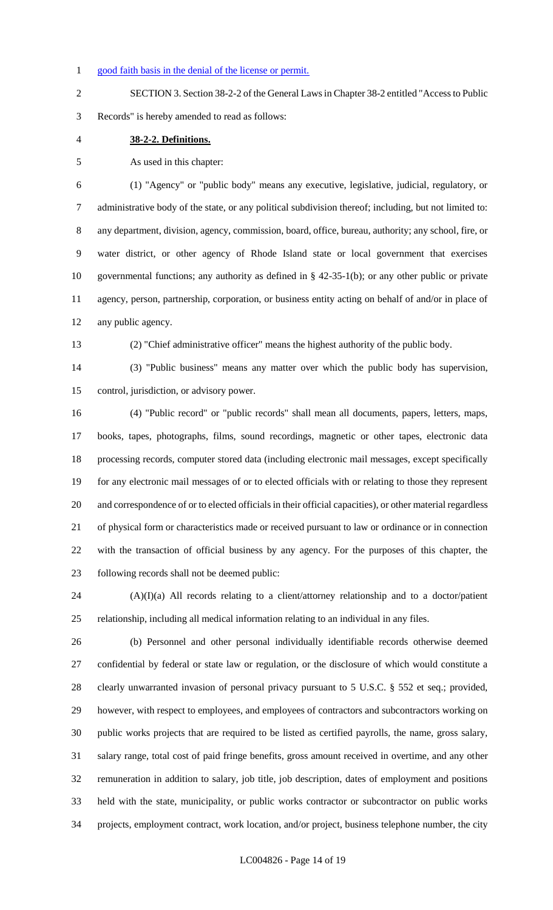good faith basis in the denial of the license or permit.

SECTION 3. Section 38-2-2 of the General Laws in Chapter 38-2 entitled "Access to Public Records" is hereby amended to read as follows:

**38-2-2. Definitions.**

As used in this chapter:

(1) "Agency" or "public body" means any executive, legislative, judicial, regulatory, or administrative body of the state, or any political subdivision thereof; including, but not limited to: any department, division, agency, commission, board, office, bureau, authority; any school, fire, or water district, or other agency of Rhode Island state or local government that exercises governmental functions; any authority as defined in § 42-35-1(b); or any other public or private agency, person, partnership, corporation, or business entity acting on behalf of and/or in place of any public agency.

(2) "Chief administrative officer" means the highest authority of the public body.

(3) "Public business" means any matter over which the public body has supervision, control, jurisdiction, or advisory power.

(4) "Public record" or "public records" shall mean all documents, papers, letters, maps, books, tapes, photographs, films, sound recordings, magnetic or other tapes, electronic data processing records, computer stored data (including electronic mail messages, except specifically for any electronic mail messages of or to elected officials with or relating to those they represent and correspondence of or to elected officials in their official capacities), or other material regardless of physical form or characteristics made or received pursuant to law or ordinance or in connection with the transaction of official business by any agency. For the purposes of this chapter, the following records shall not be deemed public:

(A)(I)(a) All records relating to a client/attorney relationship and to a doctor/patient relationship, including all medical information relating to an individual in any files.

(b) Personnel and other personal individually identifiable records otherwise deemed confidential by federal or state law or regulation, or the disclosure of which would constitute a clearly unwarranted invasion of personal privacy pursuant to 5 U.S.C. § 552 et seq.; provided, however, with respect to employees, and employees of contractors and subcontractors working on public works projects that are required to be listed as certified payrolls, the name, gross salary, salary range, total cost of paid fringe benefits, gross amount received in overtime, and any other remuneration in addition to salary, job title, job description, dates of employment and positions held with the state, municipality, or public works contractor or subcontractor on public works projects, employment contract, work location, and/or project, business telephone number, the city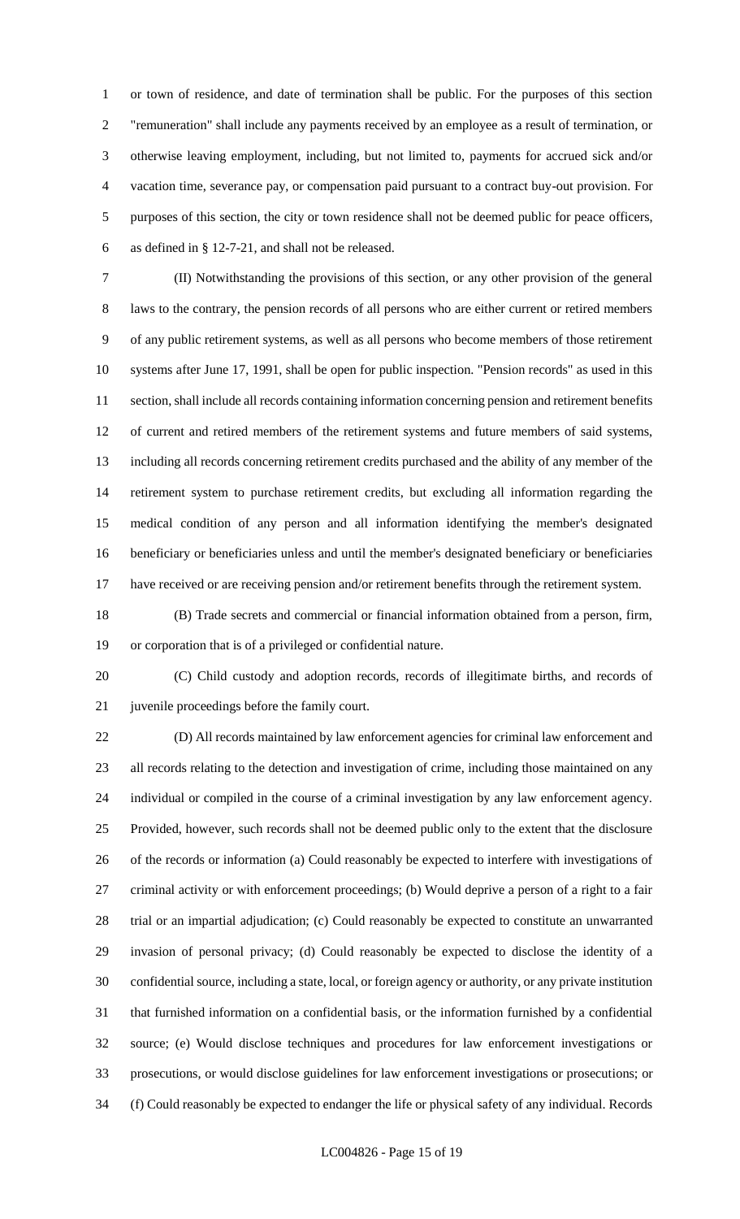or town of residence, and date of termination shall be public. For the purposes of this section "remuneration" shall include any payments received by an employee as a result of termination, or otherwise leaving employment, including, but not limited to, payments for accrued sick and/or vacation time, severance pay, or compensation paid pursuant to a contract buy-out provision. For purposes of this section, the city or town residence shall not be deemed public for peace officers, as defined in § 12-7-21, and shall not be released.

(II) Notwithstanding the provisions of this section, or any other provision of the general laws to the contrary, the pension records of all persons who are either current or retired members of any public retirement systems, as well as all persons who become members of those retirement systems after June 17, 1991, shall be open for public inspection. "Pension records" as used in this section, shall include all records containing information concerning pension and retirement benefits of current and retired members of the retirement systems and future members of said systems, including all records concerning retirement credits purchased and the ability of any member of the retirement system to purchase retirement credits, but excluding all information regarding the medical condition of any person and all information identifying the member's designated beneficiary or beneficiaries unless and until the member's designated beneficiary or beneficiaries have received or are receiving pension and/or retirement benefits through the retirement system.

(B) Trade secrets and commercial or financial information obtained from a person, firm, or corporation that is of a privileged or confidential nature.

(C) Child custody and adoption records, records of illegitimate births, and records of juvenile proceedings before the family court.

(D) All records maintained by law enforcement agencies for criminal law enforcement and all records relating to the detection and investigation of crime, including those maintained on any individual or compiled in the course of a criminal investigation by any law enforcement agency. Provided, however, such records shall not be deemed public only to the extent that the disclosure of the records or information (a) Could reasonably be expected to interfere with investigations of criminal activity or with enforcement proceedings; (b) Would deprive a person of a right to a fair trial or an impartial adjudication; (c) Could reasonably be expected to constitute an unwarranted invasion of personal privacy; (d) Could reasonably be expected to disclose the identity of a confidential source, including a state, local, or foreign agency or authority, or any private institution that furnished information on a confidential basis, or the information furnished by a confidential source; (e) Would disclose techniques and procedures for law enforcement investigations or prosecutions, or would disclose guidelines for law enforcement investigations or prosecutions; or (f) Could reasonably be expected to endanger the life or physical safety of any individual. Records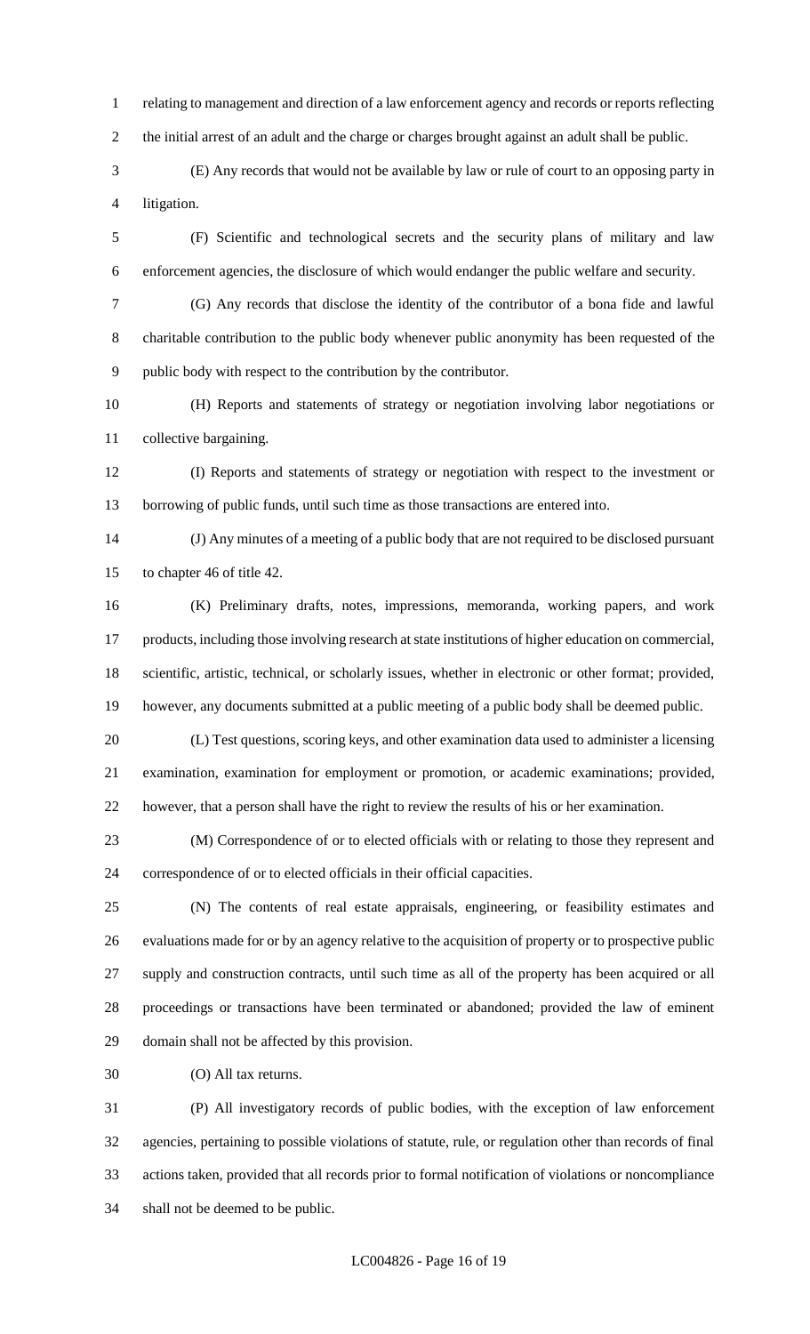relating to management and direction of a law enforcement agency and records or reports reflecting the initial arrest of an adult and the charge or charges brought against an adult shall be public.

(E) Any records that would not be available by law or rule of court to an opposing party in litigation.

(F) Scientific and technological secrets and the security plans of military and law enforcement agencies, the disclosure of which would endanger the public welfare and security.

(G) Any records that disclose the identity of the contributor of a bona fide and lawful charitable contribution to the public body whenever public anonymity has been requested of the public body with respect to the contribution by the contributor.

(H) Reports and statements of strategy or negotiation involving labor negotiations or collective bargaining.

(I) Reports and statements of strategy or negotiation with respect to the investment or borrowing of public funds, until such time as those transactions are entered into.

(J) Any minutes of a meeting of a public body that are not required to be disclosed pursuant to chapter 46 of title 42.

(K) Preliminary drafts, notes, impressions, memoranda, working papers, and work products, including those involving research at state institutions of higher education on commercial, scientific, artistic, technical, or scholarly issues, whether in electronic or other format; provided, however, any documents submitted at a public meeting of a public body shall be deemed public.

(L) Test questions, scoring keys, and other examination data used to administer a licensing examination, examination for employment or promotion, or academic examinations; provided, however, that a person shall have the right to review the results of his or her examination.

(M) Correspondence of or to elected officials with or relating to those they represent and correspondence of or to elected officials in their official capacities.

(N) The contents of real estate appraisals, engineering, or feasibility estimates and evaluations made for or by an agency relative to the acquisition of property or to prospective public supply and construction contracts, until such time as all of the property has been acquired or all proceedings or transactions have been terminated or abandoned; provided the law of eminent domain shall not be affected by this provision.

(O) All tax returns.

(P) All investigatory records of public bodies, with the exception of law enforcement agencies, pertaining to possible violations of statute, rule, or regulation other than records of final actions taken, provided that all records prior to formal notification of violations or noncompliance shall not be deemed to be public.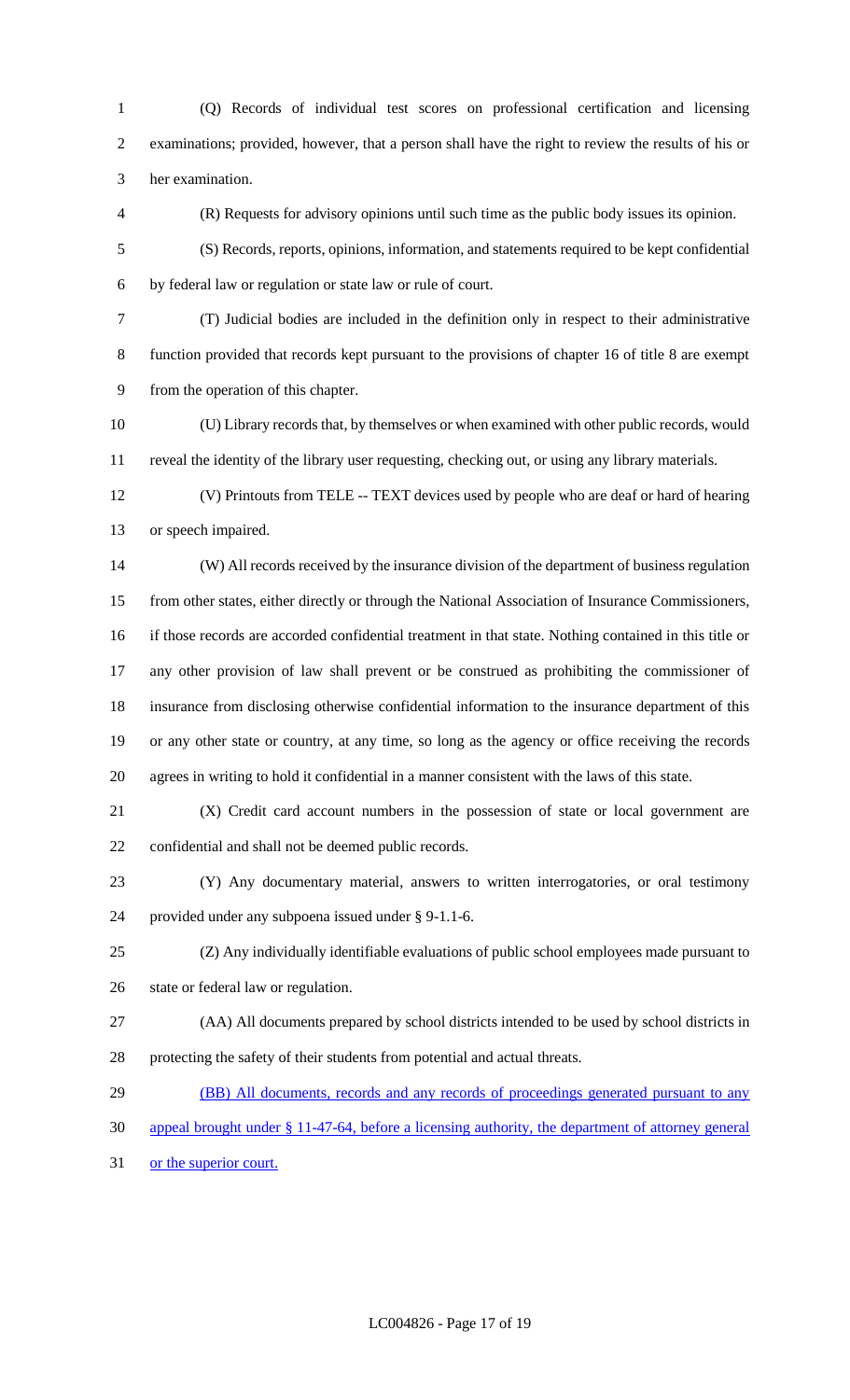(Q) Records of individual test scores on professional certification and licensing examinations; provided, however, that a person shall have the right to review the results of his or her examination.

(R) Requests for advisory opinions until such time as the public body issues its opinion.

(S) Records, reports, opinions, information, and statements required to be kept confidential by federal law or regulation or state law or rule of court.

(T) Judicial bodies are included in the definition only in respect to their administrative function provided that records kept pursuant to the provisions of chapter 16 of title 8 are exempt from the operation of this chapter.

(U) Library records that, by themselves or when examined with other public records, would reveal the identity of the library user requesting, checking out, or using any library materials.

(V) Printouts from TELE -- TEXT devices used by people who are deaf or hard of hearing or speech impaired.

(W) All records received by the insurance division of the department of business regulation from other states, either directly or through the National Association of Insurance Commissioners, if those records are accorded confidential treatment in that state. Nothing contained in this title or any other provision of law shall prevent or be construed as prohibiting the commissioner of insurance from disclosing otherwise confidential information to the insurance department of this or any other state or country, at any time, so long as the agency or office receiving the records agrees in writing to hold it confidential in a manner consistent with the laws of this state.

(X) Credit card account numbers in the possession of state or local government are confidential and shall not be deemed public records.

(Y) Any documentary material, answers to written interrogatories, or oral testimony provided under any subpoena issued under § 9-1.1-6.

(Z) Any individually identifiable evaluations of public school employees made pursuant to state or federal law or regulation.

(AA) All documents prepared by school districts intended to be used by school districts in protecting the safety of their students from potential and actual threats.

(BB) All documents, records and any records of proceedings generated pursuant to any appeal brought under § 11-47-64, before a licensing authority, the department of attorney general or the superior court.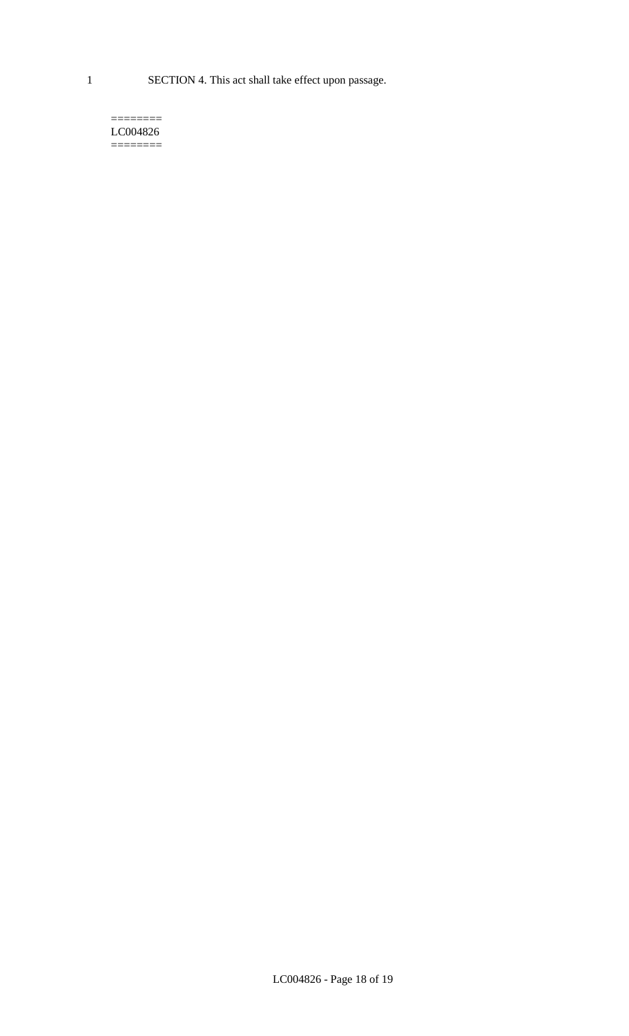1 SECTION 4. This act shall take effect upon passage.

========
LC004826
========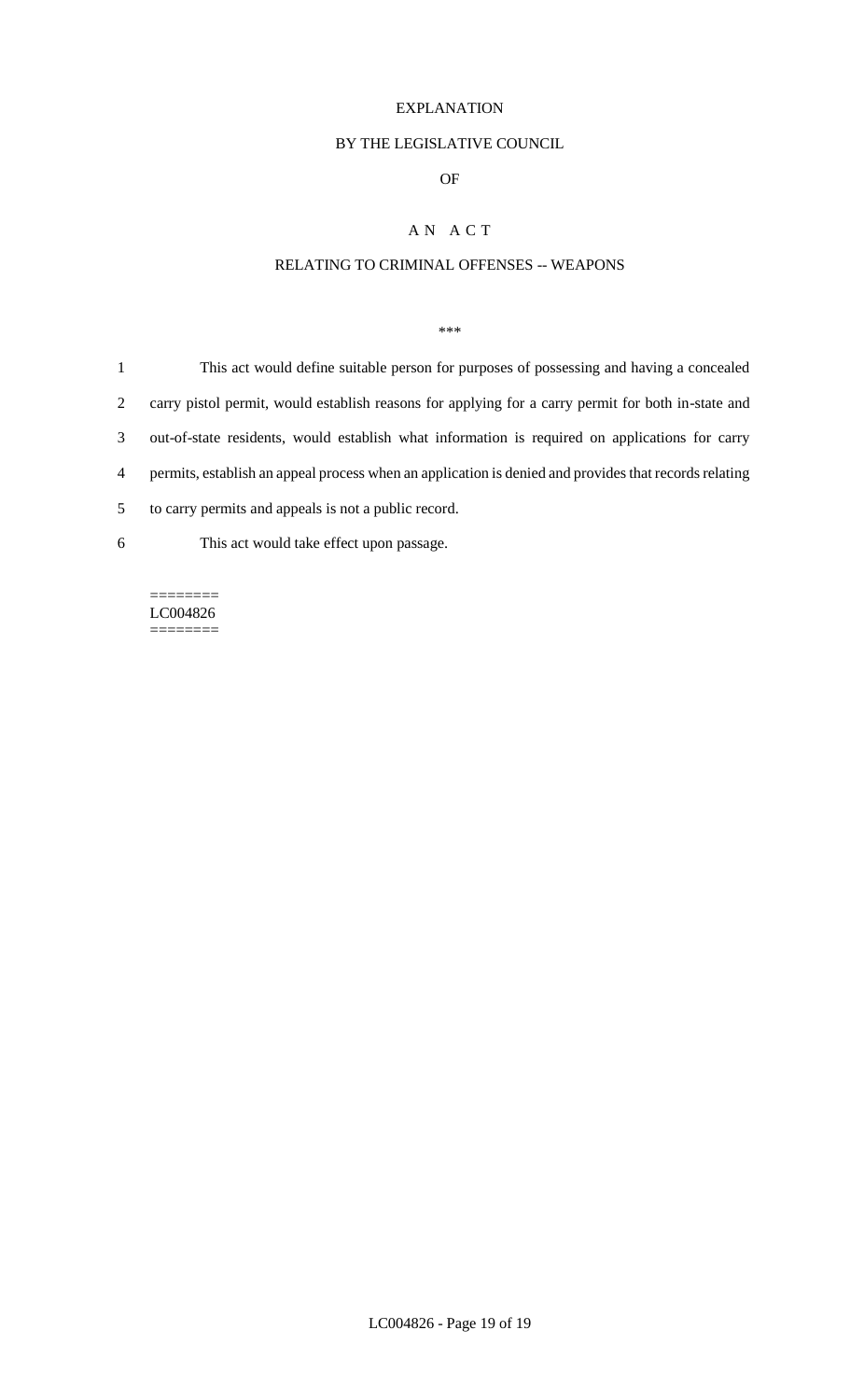EXPLANATION

BY THE LEGISLATIVE COUNCIL

OF

A N A C T

RELATING TO CRIMINAL OFFENSES -- WEAPONS

\*\*\*

This act would define suitable person for purposes of possessing and having a concealed carry pistol permit, would establish reasons for applying for a carry permit for both in-state and out-of-state residents, would establish what information is required on applications for carry permits, establish an appeal process when an application is denied and provides that records relating to carry permits and appeals is not a public record.

This act would take effect upon passage.

========
LC004826
========